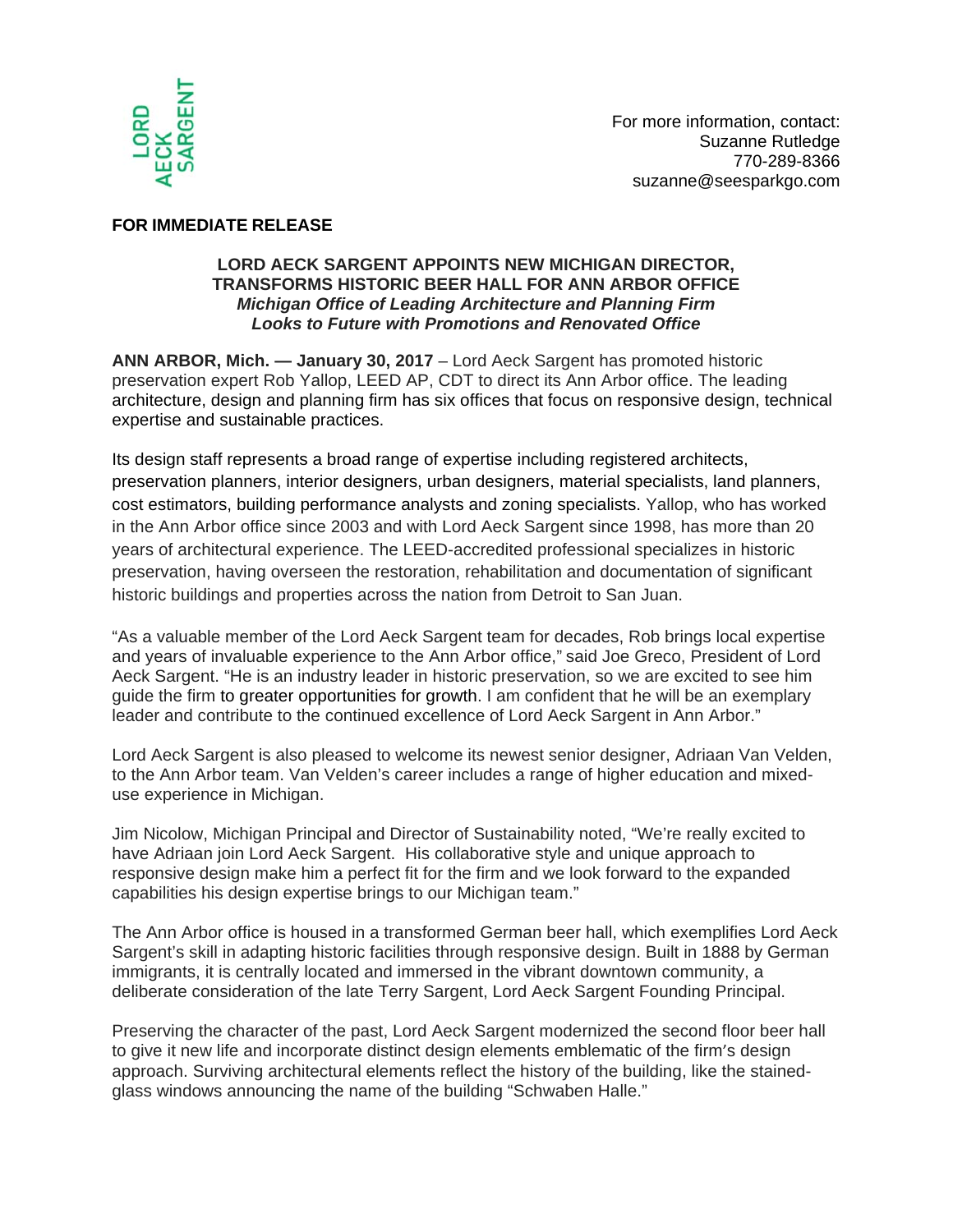LORD AECK SARGENT

For more information, contact:
Suzanne Rutledge
770-289-8366
suzanne@seesparkgo.com

**FOR IMMEDIATE RELEASE**

**LORD AECK SARGENT APPOINTS NEW MICHIGAN DIRECTOR, TRANSFORMS HISTORIC BEER HALL FOR ANN ARBOR OFFICE**

***Michigan Office of Leading Architecture and Planning Firm Looks to Future with Promotions and Renovated Office***

**ANN ARBOR, Mich. — January 30, 2017** – Lord Aeck Sargent has promoted historic preservation expert Rob Yallop, LEED AP, CDT to direct its Ann Arbor office. The leading architecture, design and planning firm has six offices that focus on responsive design, technical expertise and sustainable practices.

Its design staff represents a broad range of expertise including registered architects, preservation planners, interior designers, urban designers, material specialists, land planners, cost estimators, building performance analysts and zoning specialists. Yallop, who has worked in the Ann Arbor office since 2003 and with Lord Aeck Sargent since 1998, has more than 20 years of architectural experience. The LEED-accredited professional specializes in historic preservation, having overseen the restoration, rehabilitation and documentation of significant historic buildings and properties across the nation from Detroit to San Juan.

"As a valuable member of the Lord Aeck Sargent team for decades, Rob brings local expertise and years of invaluable experience to the Ann Arbor office," said Joe Greco, President of Lord Aeck Sargent. "He is an industry leader in historic preservation, so we are excited to see him guide the firm to greater opportunities for growth. I am confident that he will be an exemplary leader and contribute to the continued excellence of Lord Aeck Sargent in Ann Arbor."

Lord Aeck Sargent is also pleased to welcome its newest senior designer, Adriaan Van Velden, to the Ann Arbor team. Van Velden's career includes a range of higher education and mixed-use experience in Michigan.

Jim Nicolow, Michigan Principal and Director of Sustainability noted, "We're really excited to have Adriaan join Lord Aeck Sargent. His collaborative style and unique approach to responsive design make him a perfect fit for the firm and we look forward to the expanded capabilities his design expertise brings to our Michigan team."

The Ann Arbor office is housed in a transformed German beer hall, which exemplifies Lord Aeck Sargent's skill in adapting historic facilities through responsive design. Built in 1888 by German immigrants, it is centrally located and immersed in the vibrant downtown community, a deliberate consideration of the late Terry Sargent, Lord Aeck Sargent Founding Principal.

Preserving the character of the past, Lord Aeck Sargent modernized the second floor beer hall to give it new life and incorporate distinct design elements emblematic of the firm's design approach. Surviving architectural elements reflect the history of the building, like the stained-glass windows announcing the name of the building "Schwaben Halle."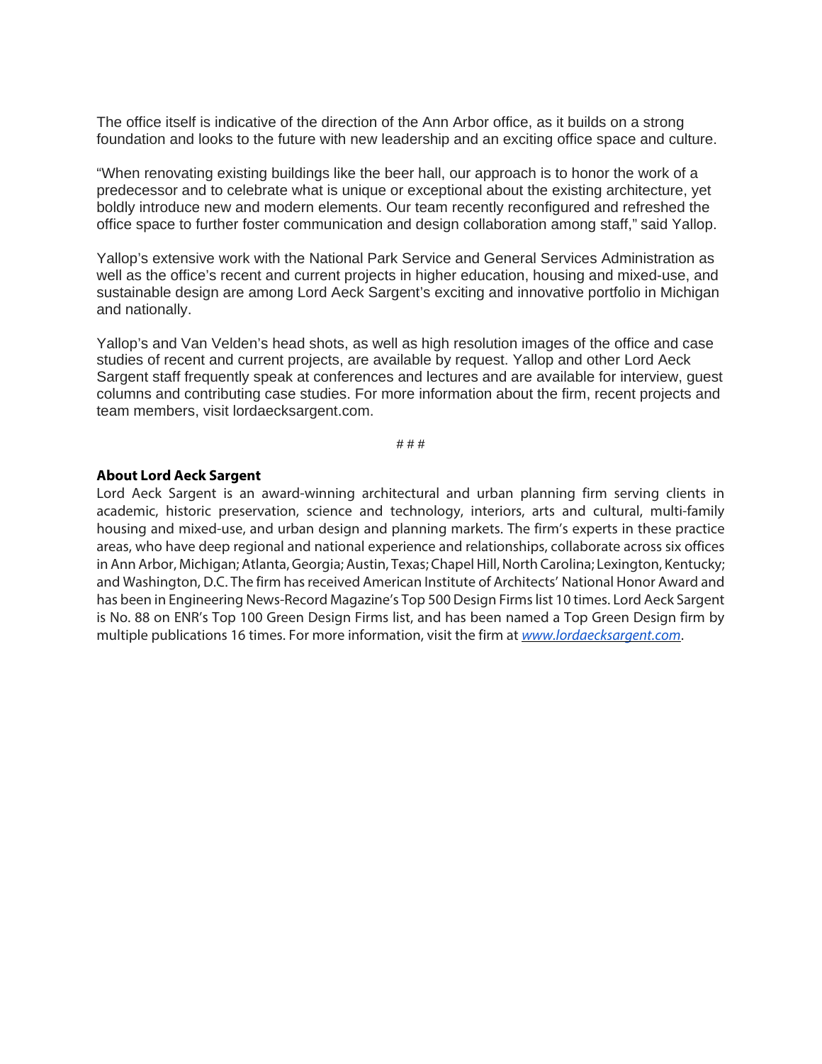The office itself is indicative of the direction of the Ann Arbor office, as it builds on a strong foundation and looks to the future with new leadership and an exciting office space and culture.

“When renovating existing buildings like the beer hall, our approach is to honor the work of a predecessor and to celebrate what is unique or exceptional about the existing architecture, yet boldly introduce new and modern elements. Our team recently reconfigured and refreshed the office space to further foster communication and design collaboration among staff,” said Yallop.

Yallop’s extensive work with the National Park Service and General Services Administration as well as the office’s recent and current projects in higher education, housing and mixed-use, and sustainable design are among Lord Aeck Sargent’s exciting and innovative portfolio in Michigan and nationally.

Yallop’s and Van Velden’s head shots, as well as high resolution images of the office and case studies of recent and current projects, are available by request. Yallop and other Lord Aeck Sargent staff frequently speak at conferences and lectures and are available for interview, guest columns and contributing case studies. For more information about the firm, recent projects and team members, visit lordaecksargent.com.

# # #

**About Lord Aeck Sargent**

Lord Aeck Sargent is an award-winning architectural and urban planning firm serving clients in academic, historic preservation, science and technology, interiors, arts and cultural, multi-family housing and mixed-use, and urban design and planning markets. The firm’s experts in these practice areas, who have deep regional and national experience and relationships, collaborate across six offices in Ann Arbor, Michigan; Atlanta, Georgia; Austin, Texas; Chapel Hill, North Carolina; Lexington, Kentucky; and Washington, D.C. The firm has received American Institute of Architects’ National Honor Award and has been in Engineering News-Record Magazine’s Top 500 Design Firms list 10 times. Lord Aeck Sargent is No. 88 on ENR’s Top 100 Green Design Firms list, and has been named a Top Green Design firm by multiple publications 16 times. For more information, visit the firm at *www.lordaecksargent.com*.